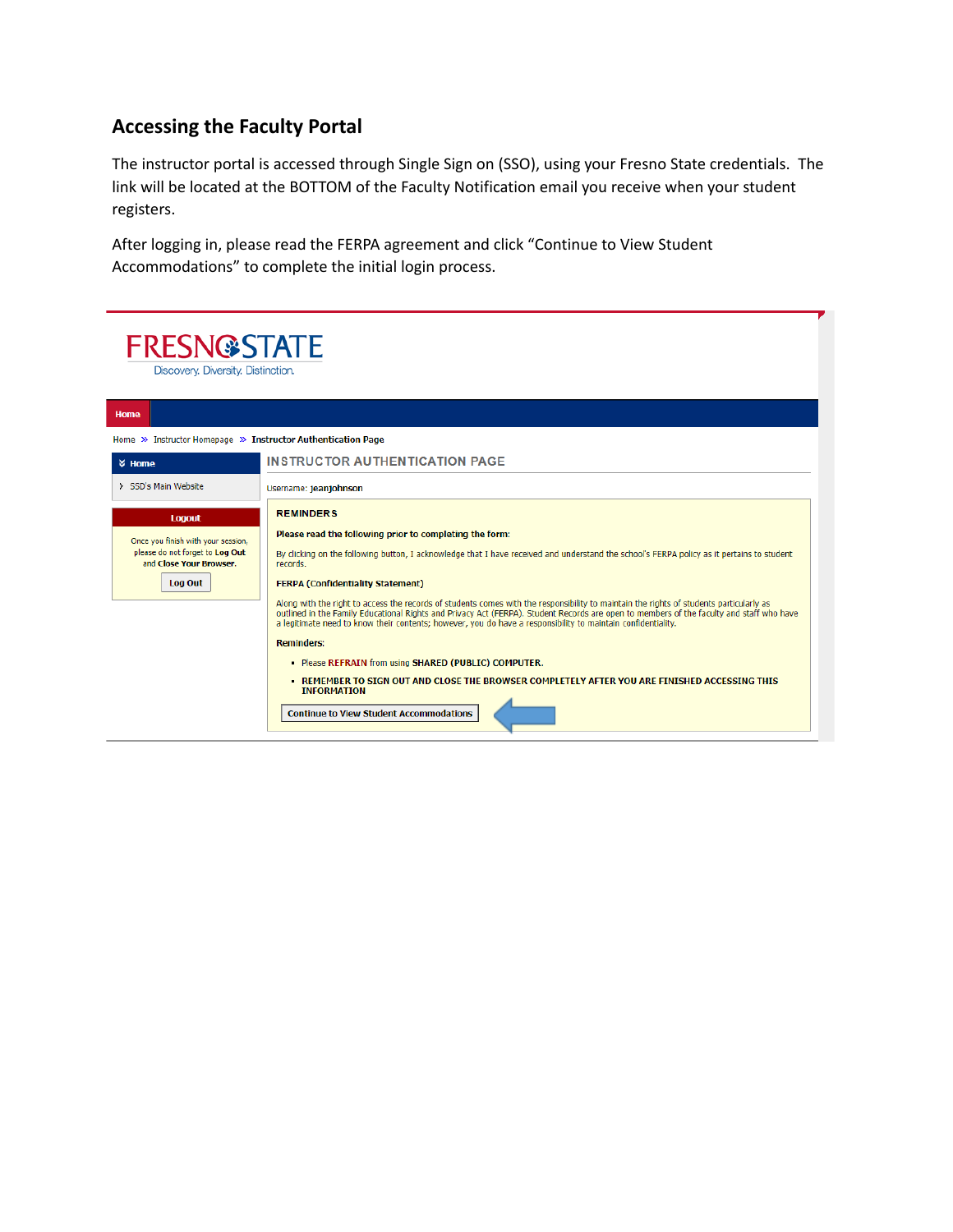## Accessing the Faculty Portal

The instructor portal is accessed through Single Sign on (SSO), using your Fresno State credentials. The link will be located at the BOTTOM of the Faculty Notification email you receive when your student registers.

After logging in, please read the FERPA agreement and click "Continue to View Student Accommodations" to complete the initial login process.

FRESNO STATE
Discovery. Diversity. Distinction.

Home

Home » Instructor Homepage » Instructor Authentication Page

Home

SSD's Main Website

Logout

Once you finish with your session, please do not forget to **Log Out** and **Close Your Browser**.

Log Out

INSTRUCTOR AUTHENTICATION PAGE

Username: jeanjohnson

**REMINDERS**

**Please read the following prior to completing the form:**

By clicking on the following button, I acknowledge that I have received and understand the school's FERPA policy as it pertains to student records.

**FERPA (Confidentiality Statement)**

Along with the right to access the records of students comes with the responsibility to maintain the rights of students particularly as outlined in the Family Educational Rights and Privacy Act (FERPA). Student Records are open to members of the faculty and staff who have a legitimate need to know their contents; however, you do have a responsibility to maintain confidentiality.

**Reminders:**

- Please **REFRAIN** from using **SHARED (PUBLIC) COMPUTER.**
- **REMEMBER TO SIGN OUT AND CLOSE THE BROWSER COMPLETELY AFTER YOU ARE FINISHED ACCESSING THIS INFORMATION**

Continue to View Student Accommodations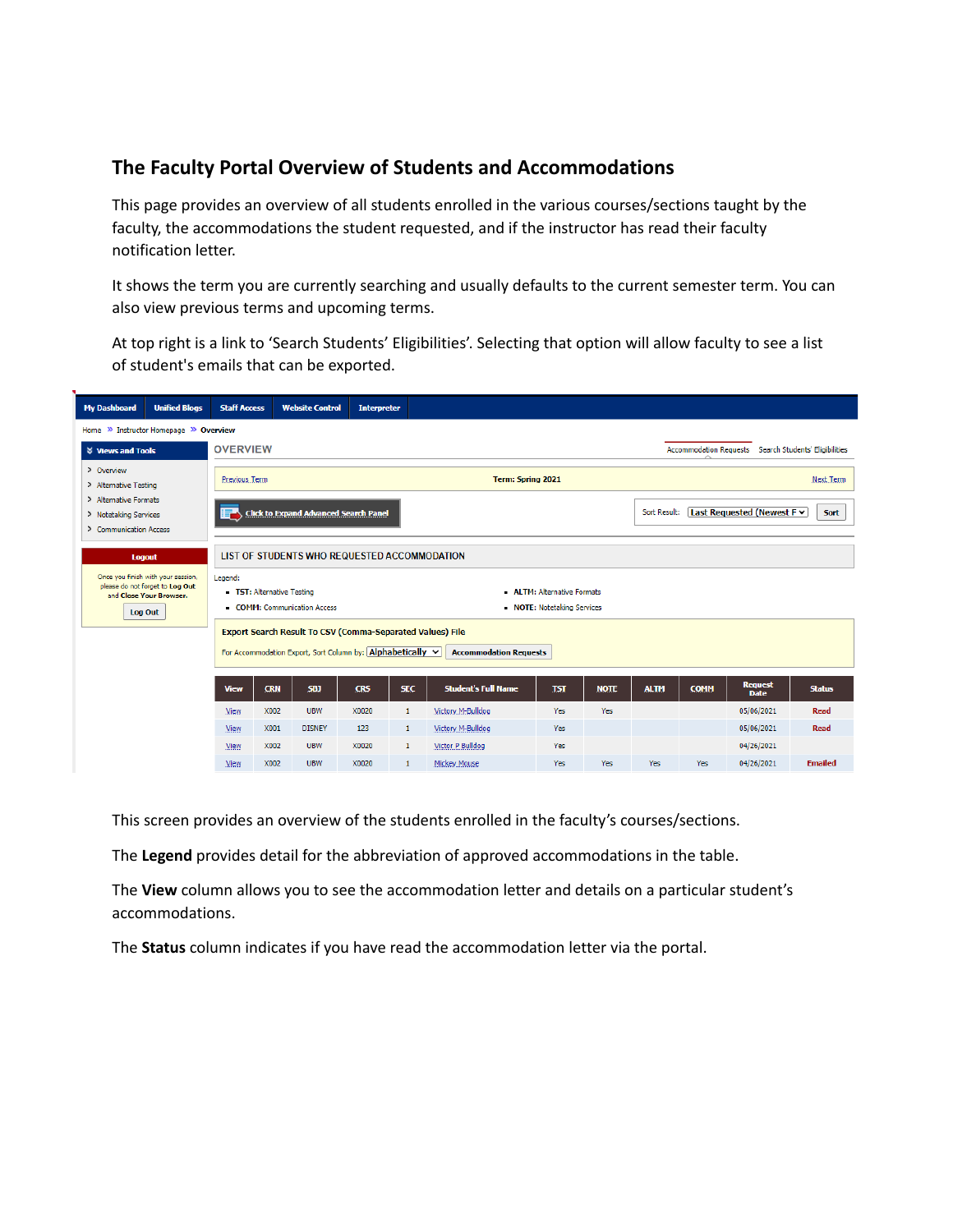## The Faculty Portal Overview of Students and Accommodations

This page provides an overview of all students enrolled in the various courses/sections taught by the faculty, the accommodations the student requested, and if the instructor has read their faculty notification letter.

It shows the term you are currently searching and usually defaults to the current semester term. You can also view previous terms and upcoming terms.

At top right is a link to 'Search Students' Eligibilities'. Selecting that option will allow faculty to see a list of student's emails that can be exported.

My Dashboard | Unified Blogs | Staff Access | Website Control | Interpreter

Home » Instructor Homepage » Overview

**Views and Tools**

- Overview
- Alternative Testing
- Alternative Formats
- Notetaking Services
- Communication Access

**Logout**

Once you finish with your session, please do not forget to **Log Out** and **Close Your Browser.**

Log Out

OVERVIEW

Accommodation Requests | Search Students' Eligibilities

Previous Term | **Term: Spring 2021** | Next Term

Click to Expand Advanced Search Panel

Sort Result: Last Requested (Newest F | Sort

LIST OF STUDENTS WHO REQUESTED ACCOMMODATION

Legend:

- **TST:** Alternative Testing
- **COMM:** Communication Access
- **ALTM:** Alternative Formats
- **NOTE:** Notetaking Services

**Export Search Result To CSV (Comma-Separated Values) File**

For Accommodation Export, Sort Column by: Alphabetically | Accommodation Requests

| View | CRN | SBJ | CRS | SEC | Student's Full Name | TST | NOTE | ALTM | COMM | Request Date | Status |
|---|---|---|---|---|---|---|---|---|---|---|---|
| View | X002 | UBW | X0020 | 1 | Victory M-Bulldog | Yes | Yes | | | 05/06/2021 | Read |
| View | X001 | DISNEY | 123 | 1 | Victory M-Bulldog | Yes | | | | 05/06/2021 | Read |
| View | X002 | UBW | X0020 | 1 | Victor P Bulldog | Yes | | | | 04/26/2021 | |
| View | X002 | UBW | X0020 | 1 | Mickey Mouse | Yes | Yes | Yes | Yes | 04/26/2021 | Emailed |

This screen provides an overview of the students enrolled in the faculty's courses/sections.

The **Legend** provides detail for the abbreviation of approved accommodations in the table.

The **View** column allows you to see the accommodation letter and details on a particular student's accommodations.

The **Status** column indicates if you have read the accommodation letter via the portal.